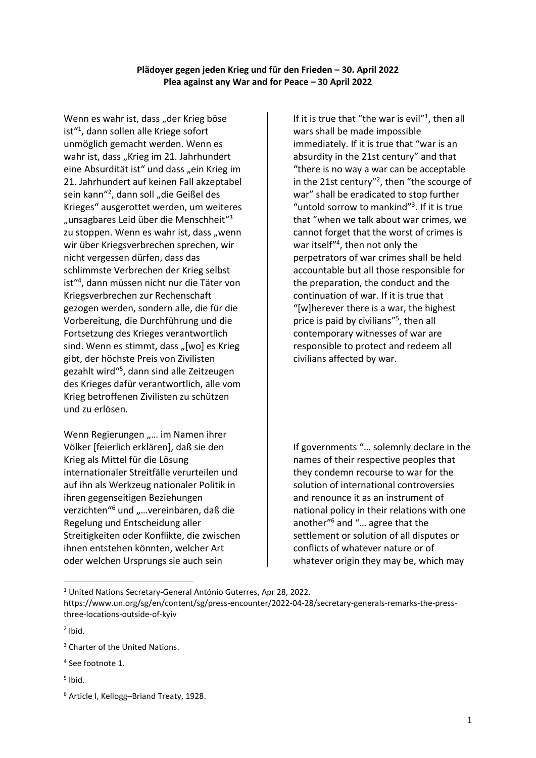**Plädoyer gegen jeden Krieg und für den Frieden – 30. April 2022**
**Plea against any War and for Peace – 30 April 2022**

Wenn es wahr ist, dass „der Krieg böse ist“[1], dann sollen alle Kriege sofort unmöglich gemacht werden. Wenn es wahr ist, dass „Krieg im 21. Jahrhundert eine Absurdität ist“ und dass „ein Krieg im 21. Jahrhundert auf keinen Fall akzeptabel sein kann“[2], dann soll „die Geißel des Krieges“ ausgerottet werden, um weiteres „unsagbares Leid über die Menschheit“[3] zu stoppen. Wenn es wahr ist, dass „wenn wir über Kriegsverbrechen sprechen, wir nicht vergessen dürfen, dass das schlimmste Verbrechen der Krieg selbst ist“[4], dann müssen nicht nur die Täter von Kriegsverbrechen zur Rechenschaft gezogen werden, sondern alle, die für die Vorbereitung, die Durchführung und die Fortsetzung des Krieges verantwortlich sind. Wenn es stimmt, dass „[wo] es Krieg gibt, der höchste Preis von Zivilisten gezahlt wird“[5], dann sind alle Zeitzeugen des Krieges dafür verantwortlich, alle vom Krieg betroffenen Zivilisten zu schützen und zu erlösen.

Wenn Regierungen „… im Namen ihrer Völker [feierlich erklären], daß sie den Krieg als Mittel für die Lösung internationaler Streitfälle verurteilen und auf ihn als Werkzeug nationaler Politik in ihren gegenseitigen Beziehungen verzichten“[6] und „…vereinbaren, daß die Regelung und Entscheidung aller Streitigkeiten oder Konflikte, die zwischen ihnen entstehen könnten, welcher Art oder welchen Ursprungs sie auch sein

If it is true that “the war is evil”[1], then all wars shall be made impossible immediately. If it is true that “war is an absurdity in the 21st century” and that “there is no way a war can be acceptable in the 21st century”[2], then “the scourge of war” shall be eradicated to stop further “untold sorrow to mankind”[3]. If it is true that “when we talk about war crimes, we cannot forget that the worst of crimes is war itself”[4], then not only the perpetrators of war crimes shall be held accountable but all those responsible for the preparation, the conduct and the continuation of war. If it is true that “[w]herever there is a war, the highest price is paid by civilians”[5], then all contemporary witnesses of war are responsible to protect and redeem all civilians affected by war.

If governments “… solemnly declare in the names of their respective peoples that they condemn recourse to war for the solution of international controversies and renounce it as an instrument of national policy in their relations with one another”[6] and “… agree that the settlement or solution of all disputes or conflicts of whatever nature or of whatever origin they may be, which may

---

[1] United Nations Secretary-General António Guterres, Apr 28, 2022. https://www.un.org/sg/en/content/sg/press-encounter/2022-04-28/secretary-generals-remarks-the-press-three-locations-outside-of-kyiv

[2] Ibid.

[3] Charter of the United Nations.

[4] See footnote 1.

[5] Ibid.

[6] Article I, Kellogg–Briand Treaty, 1928.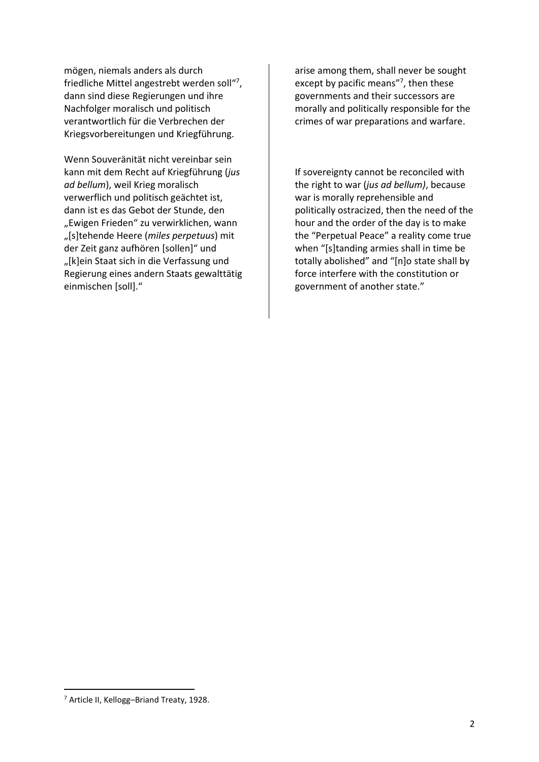mögen, niemals anders als durch friedliche Mittel angestrebt werden soll“[7], dann sind diese Regierungen und ihre Nachfolger moralisch und politisch verantwortlich für die Verbrechen der Kriegsvorbereitungen und Kriegführung.

Wenn Souveränität nicht vereinbar sein kann mit dem Recht auf Kriegführung (*jus ad bellum*), weil Krieg moralisch verwerflich und politisch geächtet ist, dann ist es das Gebot der Stunde, den „Ewigen Frieden“ zu verwirklichen, wann „[s]tehende Heere (*miles perpetuus*) mit der Zeit ganz aufhören [sollen]“ und „[k]ein Staat sich in die Verfassung und Regierung eines andern Staats gewalttätig einmischen [soll].“

arise among them, shall never be sought except by pacific means”[7], then these governments and their successors are morally and politically responsible for the crimes of war preparations and warfare.

If sovereignty cannot be reconciled with the right to war (*jus ad bellum)*, because war is morally reprehensible and politically ostracized, then the need of the hour and the order of the day is to make the “Perpetual Peace” a reality come true when “[s]tanding armies shall in time be totally abolished” and “[n]o state shall by force interfere with the constitution or government of another state.”

---

[7] Article II, Kellogg–Briand Treaty, 1928.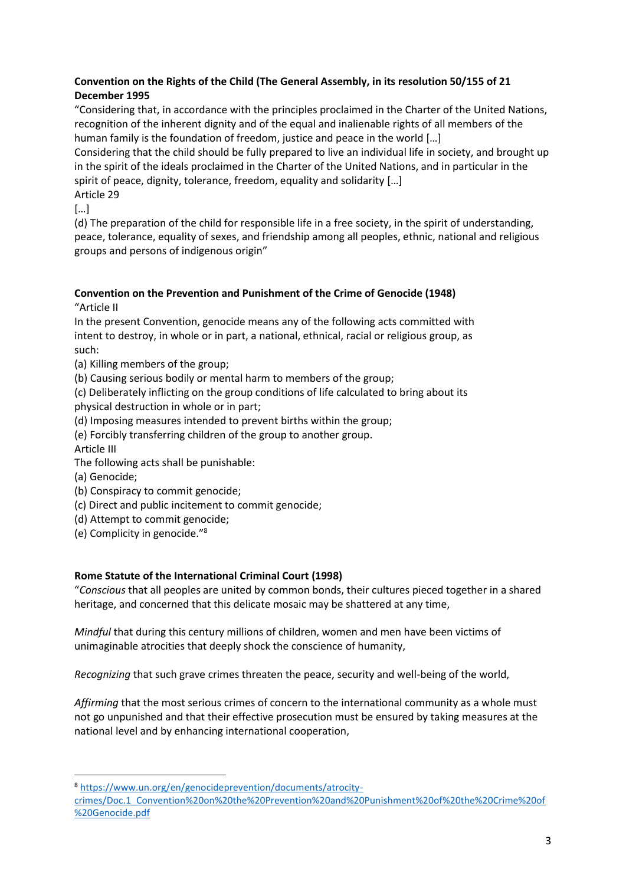**Convention on the Rights of the Child (The General Assembly, in its resolution 50/155 of 21 December 1995**

"Considering that, in accordance with the principles proclaimed in the Charter of the United Nations, recognition of the inherent dignity and of the equal and inalienable rights of all members of the human family is the foundation of freedom, justice and peace in the world […]

Considering that the child should be fully prepared to live an individual life in society, and brought up in the spirit of the ideals proclaimed in the Charter of the United Nations, and in particular in the spirit of peace, dignity, tolerance, freedom, equality and solidarity […]

Article 29

[…]

(d) The preparation of the child for responsible life in a free society, in the spirit of understanding, peace, tolerance, equality of sexes, and friendship among all peoples, ethnic, national and religious groups and persons of indigenous origin"

**Convention on the Prevention and Punishment of the Crime of Genocide (1948)**

"Article II

In the present Convention, genocide means any of the following acts committed with intent to destroy, in whole or in part, a national, ethnical, racial or religious group, as such:

(a) Killing members of the group;
(b) Causing serious bodily or mental harm to members of the group;
(c) Deliberately inflicting on the group conditions of life calculated to bring about its physical destruction in whole or in part;
(d) Imposing measures intended to prevent births within the group;
(e) Forcibly transferring children of the group to another group.

Article III

The following acts shall be punishable:

(a) Genocide;
(b) Conspiracy to commit genocide;
(c) Direct and public incitement to commit genocide;
(d) Attempt to commit genocide;
(e) Complicity in genocide."[8]

**Rome Statute of the International Criminal Court (1998)**

"*Conscious* that all peoples are united by common bonds, their cultures pieced together in a shared heritage, and concerned that this delicate mosaic may be shattered at any time,

*Mindful* that during this century millions of children, women and men have been victims of unimaginable atrocities that deeply shock the conscience of humanity,

*Recognizing* that such grave crimes threaten the peace, security and well-being of the world,

*Affirming* that the most serious crimes of concern to the international community as a whole must not go unpunished and that their effective prosecution must be ensured by taking measures at the national level and by enhancing international cooperation,

---

[8] https://www.un.org/en/genocideprevention/documents/atrocity-crimes/Doc.1_Convention%20on%20the%20Prevention%20and%20Punishment%20of%20the%20Crime%20of%20Genocide.pdf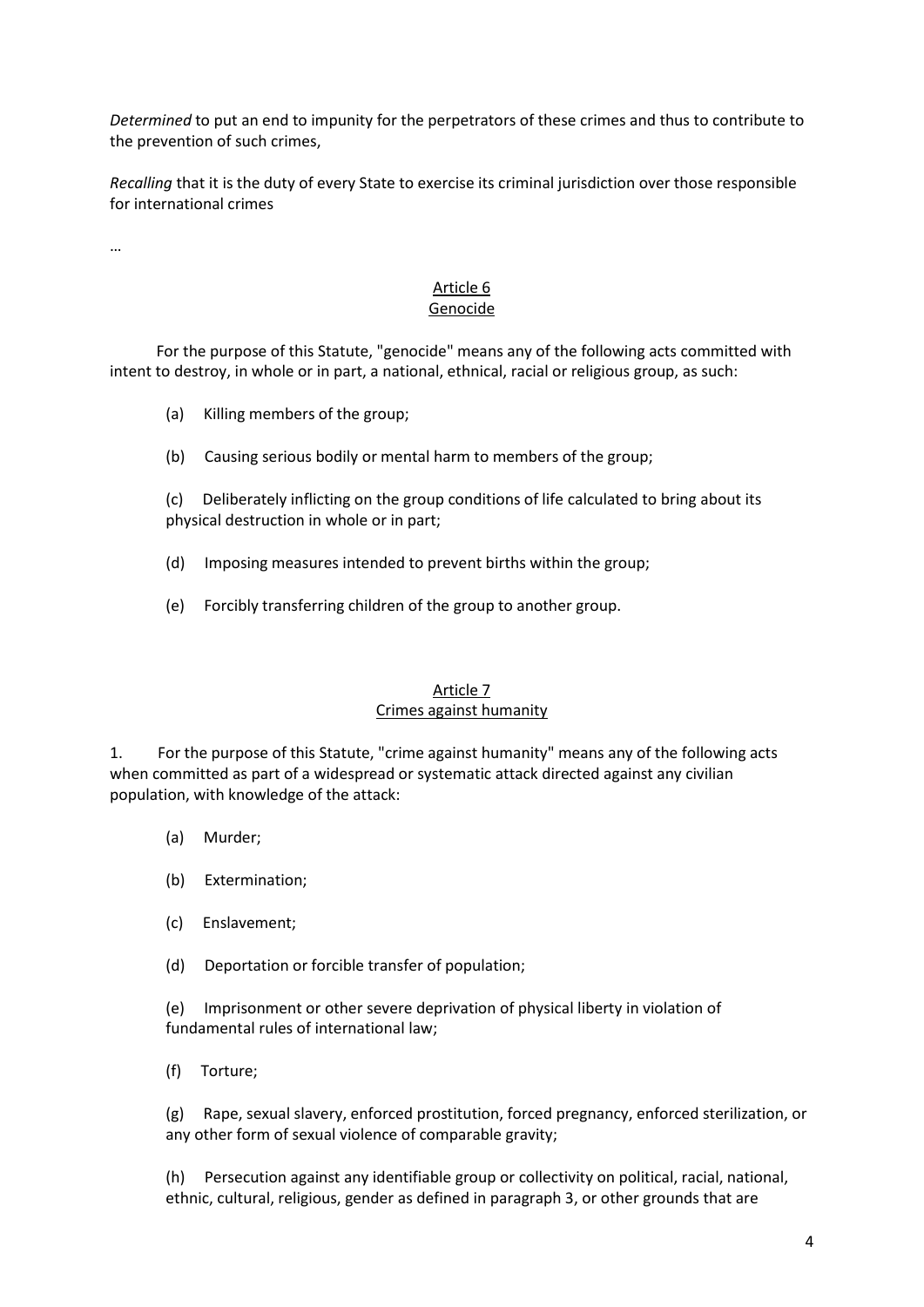*Determined* to put an end to impunity for the perpetrators of these crimes and thus to contribute to the prevention of such crimes,

*Recalling* that it is the duty of every State to exercise its criminal jurisdiction over those responsible for international crimes

…

## Article 6
## Genocide

For the purpose of this Statute, "genocide" means any of the following acts committed with intent to destroy, in whole or in part, a national, ethnical, racial or religious group, as such:

(a) Killing members of the group;

(b) Causing serious bodily or mental harm to members of the group;

(c) Deliberately inflicting on the group conditions of life calculated to bring about its physical destruction in whole or in part;

(d) Imposing measures intended to prevent births within the group;

(e) Forcibly transferring children of the group to another group.

## Article 7
## Crimes against humanity

1. For the purpose of this Statute, "crime against humanity" means any of the following acts when committed as part of a widespread or systematic attack directed against any civilian population, with knowledge of the attack:

(a) Murder;

(b) Extermination;

(c) Enslavement;

(d) Deportation or forcible transfer of population;

(e) Imprisonment or other severe deprivation of physical liberty in violation of fundamental rules of international law;

(f) Torture;

(g) Rape, sexual slavery, enforced prostitution, forced pregnancy, enforced sterilization, or any other form of sexual violence of comparable gravity;

(h) Persecution against any identifiable group or collectivity on political, racial, national, ethnic, cultural, religious, gender as defined in paragraph 3, or other grounds that are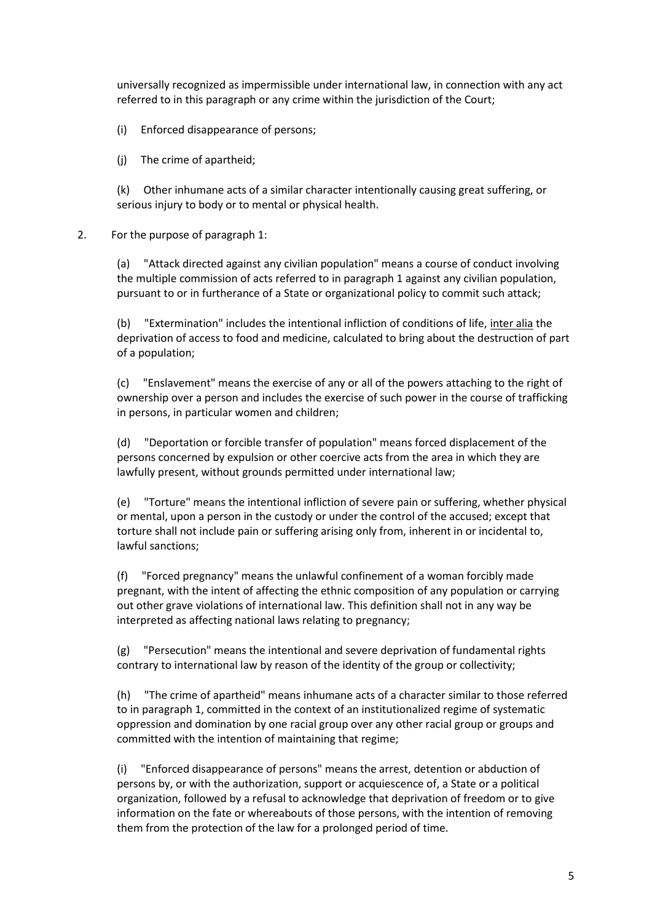universally recognized as impermissible under international law, in connection with any act referred to in this paragraph or any crime within the jurisdiction of the Court;

(i) Enforced disappearance of persons;

(j) The crime of apartheid;

(k) Other inhumane acts of a similar character intentionally causing great suffering, or serious injury to body or to mental or physical health.

2. For the purpose of paragraph 1:

(a) "Attack directed against any civilian population" means a course of conduct involving the multiple commission of acts referred to in paragraph 1 against any civilian population, pursuant to or in furtherance of a State or organizational policy to commit such attack;

(b) "Extermination" includes the intentional infliction of conditions of life, inter alia the deprivation of access to food and medicine, calculated to bring about the destruction of part of a population;

(c) "Enslavement" means the exercise of any or all of the powers attaching to the right of ownership over a person and includes the exercise of such power in the course of trafficking in persons, in particular women and children;

(d) "Deportation or forcible transfer of population" means forced displacement of the persons concerned by expulsion or other coercive acts from the area in which they are lawfully present, without grounds permitted under international law;

(e) "Torture" means the intentional infliction of severe pain or suffering, whether physical or mental, upon a person in the custody or under the control of the accused; except that torture shall not include pain or suffering arising only from, inherent in or incidental to, lawful sanctions;

(f) "Forced pregnancy" means the unlawful confinement of a woman forcibly made pregnant, with the intent of affecting the ethnic composition of any population or carrying out other grave violations of international law. This definition shall not in any way be interpreted as affecting national laws relating to pregnancy;

(g) "Persecution" means the intentional and severe deprivation of fundamental rights contrary to international law by reason of the identity of the group or collectivity;

(h) "The crime of apartheid" means inhumane acts of a character similar to those referred to in paragraph 1, committed in the context of an institutionalized regime of systematic oppression and domination by one racial group over any other racial group or groups and committed with the intention of maintaining that regime;

(i) "Enforced disappearance of persons" means the arrest, detention or abduction of persons by, or with the authorization, support or acquiescence of, a State or a political organization, followed by a refusal to acknowledge that deprivation of freedom or to give information on the fate or whereabouts of those persons, with the intention of removing them from the protection of the law for a prolonged period of time.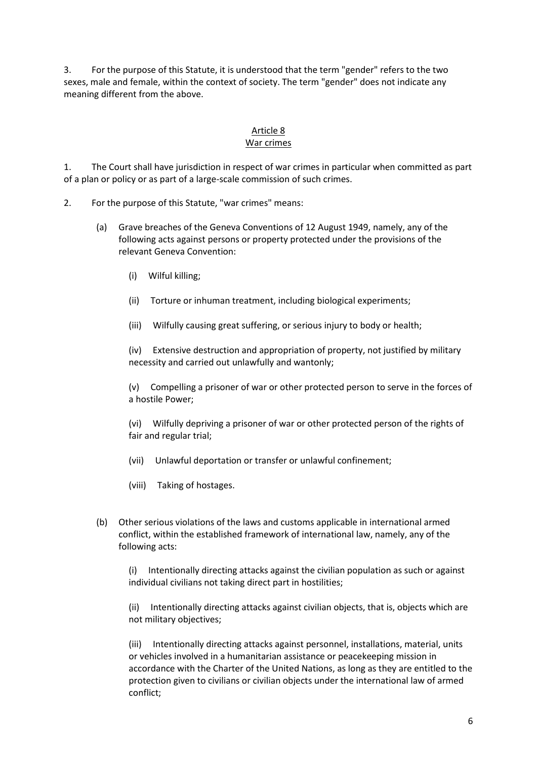3. For the purpose of this Statute, it is understood that the term "gender" refers to the two sexes, male and female, within the context of society. The term "gender" does not indicate any meaning different from the above.

## Article 8
## War crimes

1. The Court shall have jurisdiction in respect of war crimes in particular when committed as part of a plan or policy or as part of a large-scale commission of such crimes.

2. For the purpose of this Statute, "war crimes" means:

   (a) Grave breaches of the Geneva Conventions of 12 August 1949, namely, any of the following acts against persons or property protected under the provisions of the relevant Geneva Convention:

      (i) Wilful killing;

      (ii) Torture or inhuman treatment, including biological experiments;

      (iii) Wilfully causing great suffering, or serious injury to body or health;

      (iv) Extensive destruction and appropriation of property, not justified by military necessity and carried out unlawfully and wantonly;

      (v) Compelling a prisoner of war or other protected person to serve in the forces of a hostile Power;

      (vi) Wilfully depriving a prisoner of war or other protected person of the rights of fair and regular trial;

      (vii) Unlawful deportation or transfer or unlawful confinement;

      (viii) Taking of hostages.

   (b) Other serious violations of the laws and customs applicable in international armed conflict, within the established framework of international law, namely, any of the following acts:

      (i) Intentionally directing attacks against the civilian population as such or against individual civilians not taking direct part in hostilities;

      (ii) Intentionally directing attacks against civilian objects, that is, objects which are not military objectives;

      (iii) Intentionally directing attacks against personnel, installations, material, units or vehicles involved in a humanitarian assistance or peacekeeping mission in accordance with the Charter of the United Nations, as long as they are entitled to the protection given to civilians or civilian objects under the international law of armed conflict;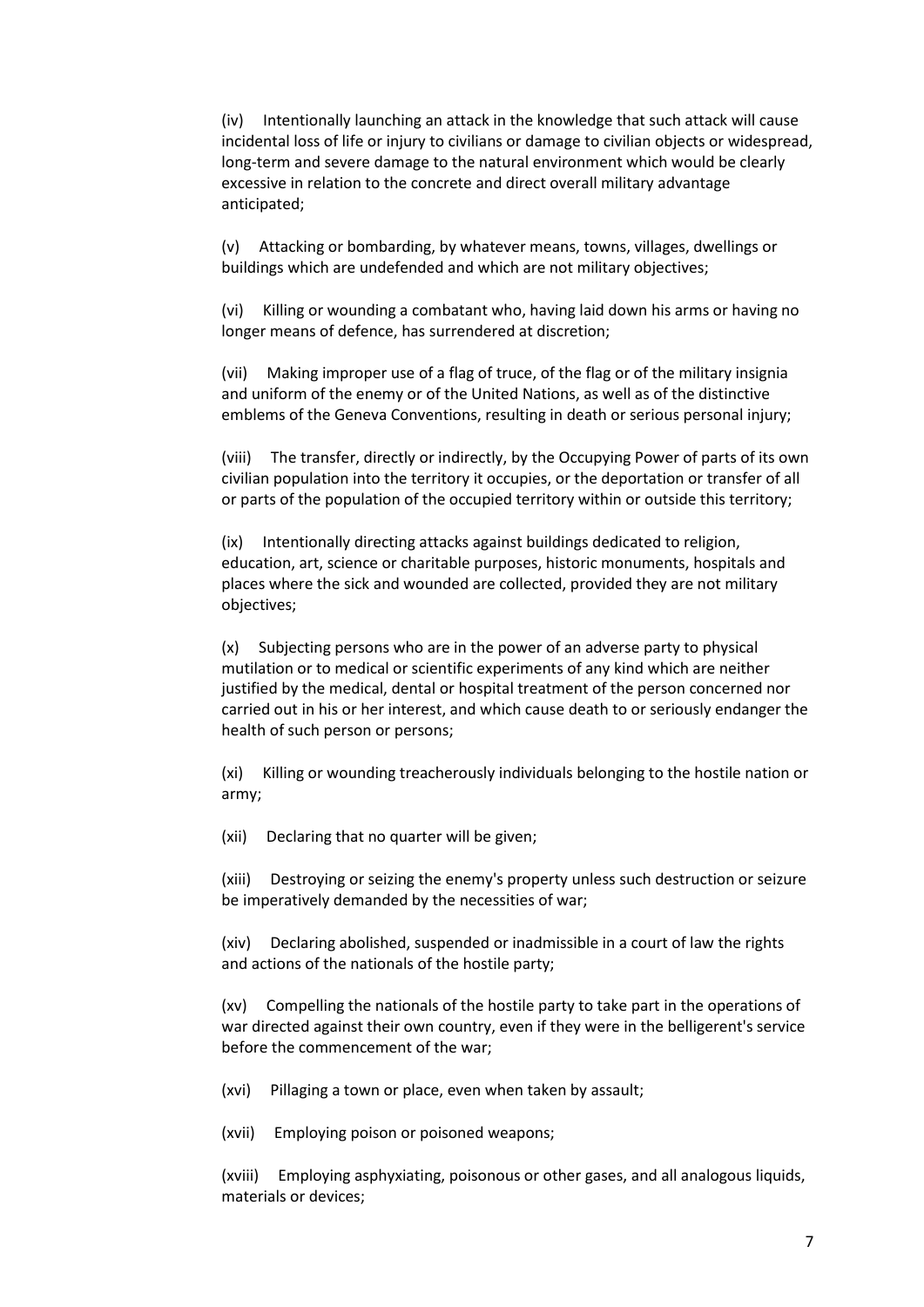(iv) Intentionally launching an attack in the knowledge that such attack will cause incidental loss of life or injury to civilians or damage to civilian objects or widespread, long-term and severe damage to the natural environment which would be clearly excessive in relation to the concrete and direct overall military advantage anticipated;

(v) Attacking or bombarding, by whatever means, towns, villages, dwellings or buildings which are undefended and which are not military objectives;

(vi) Killing or wounding a combatant who, having laid down his arms or having no longer means of defence, has surrendered at discretion;

(vii) Making improper use of a flag of truce, of the flag or of the military insignia and uniform of the enemy or of the United Nations, as well as of the distinctive emblems of the Geneva Conventions, resulting in death or serious personal injury;

(viii) The transfer, directly or indirectly, by the Occupying Power of parts of its own civilian population into the territory it occupies, or the deportation or transfer of all or parts of the population of the occupied territory within or outside this territory;

(ix) Intentionally directing attacks against buildings dedicated to religion, education, art, science or charitable purposes, historic monuments, hospitals and places where the sick and wounded are collected, provided they are not military objectives;

(x) Subjecting persons who are in the power of an adverse party to physical mutilation or to medical or scientific experiments of any kind which are neither justified by the medical, dental or hospital treatment of the person concerned nor carried out in his or her interest, and which cause death to or seriously endanger the health of such person or persons;

(xi) Killing or wounding treacherously individuals belonging to the hostile nation or army;

(xii) Declaring that no quarter will be given;

(xiii) Destroying or seizing the enemy's property unless such destruction or seizure be imperatively demanded by the necessities of war;

(xiv) Declaring abolished, suspended or inadmissible in a court of law the rights and actions of the nationals of the hostile party;

(xv) Compelling the nationals of the hostile party to take part in the operations of war directed against their own country, even if they were in the belligerent's service before the commencement of the war;

(xvi) Pillaging a town or place, even when taken by assault;

(xvii) Employing poison or poisoned weapons;

(xviii) Employing asphyxiating, poisonous or other gases, and all analogous liquids, materials or devices;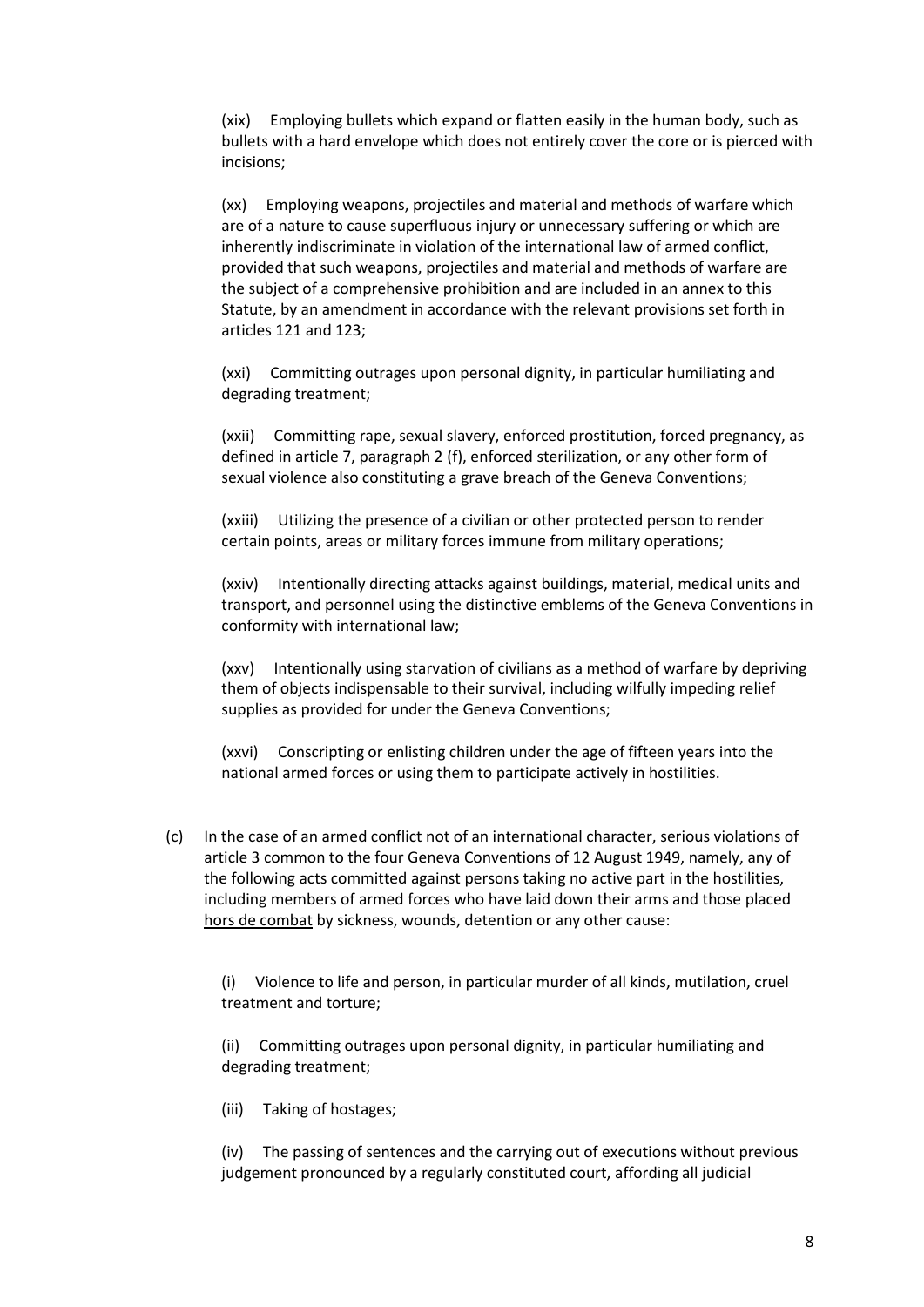(xix) Employing bullets which expand or flatten easily in the human body, such as bullets with a hard envelope which does not entirely cover the core or is pierced with incisions;

(xx) Employing weapons, projectiles and material and methods of warfare which are of a nature to cause superfluous injury or unnecessary suffering or which are inherently indiscriminate in violation of the international law of armed conflict, provided that such weapons, projectiles and material and methods of warfare are the subject of a comprehensive prohibition and are included in an annex to this Statute, by an amendment in accordance with the relevant provisions set forth in articles 121 and 123;

(xxi) Committing outrages upon personal dignity, in particular humiliating and degrading treatment;

(xxii) Committing rape, sexual slavery, enforced prostitution, forced pregnancy, as defined in article 7, paragraph 2 (f), enforced sterilization, or any other form of sexual violence also constituting a grave breach of the Geneva Conventions;

(xxiii) Utilizing the presence of a civilian or other protected person to render certain points, areas or military forces immune from military operations;

(xxiv) Intentionally directing attacks against buildings, material, medical units and transport, and personnel using the distinctive emblems of the Geneva Conventions in conformity with international law;

(xxv) Intentionally using starvation of civilians as a method of warfare by depriving them of objects indispensable to their survival, including wilfully impeding relief supplies as provided for under the Geneva Conventions;

(xxvi) Conscripting or enlisting children under the age of fifteen years into the national armed forces or using them to participate actively in hostilities.

(c) In the case of an armed conflict not of an international character, serious violations of article 3 common to the four Geneva Conventions of 12 August 1949, namely, any of the following acts committed against persons taking no active part in the hostilities, including members of armed forces who have laid down their arms and those placed hors de combat by sickness, wounds, detention or any other cause:

(i) Violence to life and person, in particular murder of all kinds, mutilation, cruel treatment and torture;

(ii) Committing outrages upon personal dignity, in particular humiliating and degrading treatment;

(iii) Taking of hostages;

(iv) The passing of sentences and the carrying out of executions without previous judgement pronounced by a regularly constituted court, affording all judicial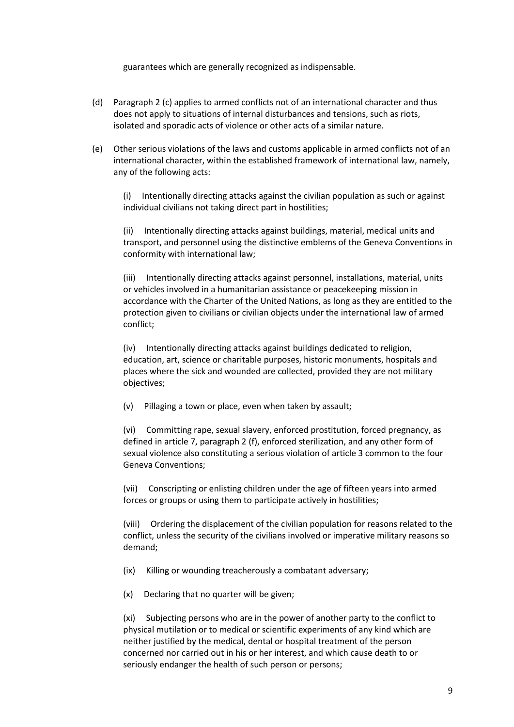guarantees which are generally recognized as indispensable.

(d) Paragraph 2 (c) applies to armed conflicts not of an international character and thus does not apply to situations of internal disturbances and tensions, such as riots, isolated and sporadic acts of violence or other acts of a similar nature.

(e) Other serious violations of the laws and customs applicable in armed conflicts not of an international character, within the established framework of international law, namely, any of the following acts:

(i) Intentionally directing attacks against the civilian population as such or against individual civilians not taking direct part in hostilities;

(ii) Intentionally directing attacks against buildings, material, medical units and transport, and personnel using the distinctive emblems of the Geneva Conventions in conformity with international law;

(iii) Intentionally directing attacks against personnel, installations, material, units or vehicles involved in a humanitarian assistance or peacekeeping mission in accordance with the Charter of the United Nations, as long as they are entitled to the protection given to civilians or civilian objects under the international law of armed conflict;

(iv) Intentionally directing attacks against buildings dedicated to religion, education, art, science or charitable purposes, historic monuments, hospitals and places where the sick and wounded are collected, provided they are not military objectives;

(v) Pillaging a town or place, even when taken by assault;

(vi) Committing rape, sexual slavery, enforced prostitution, forced pregnancy, as defined in article 7, paragraph 2 (f), enforced sterilization, and any other form of sexual violence also constituting a serious violation of article 3 common to the four Geneva Conventions;

(vii) Conscripting or enlisting children under the age of fifteen years into armed forces or groups or using them to participate actively in hostilities;

(viii) Ordering the displacement of the civilian population for reasons related to the conflict, unless the security of the civilians involved or imperative military reasons so demand;

(ix) Killing or wounding treacherously a combatant adversary;

(x) Declaring that no quarter will be given;

(xi) Subjecting persons who are in the power of another party to the conflict to physical mutilation or to medical or scientific experiments of any kind which are neither justified by the medical, dental or hospital treatment of the person concerned nor carried out in his or her interest, and which cause death to or seriously endanger the health of such person or persons;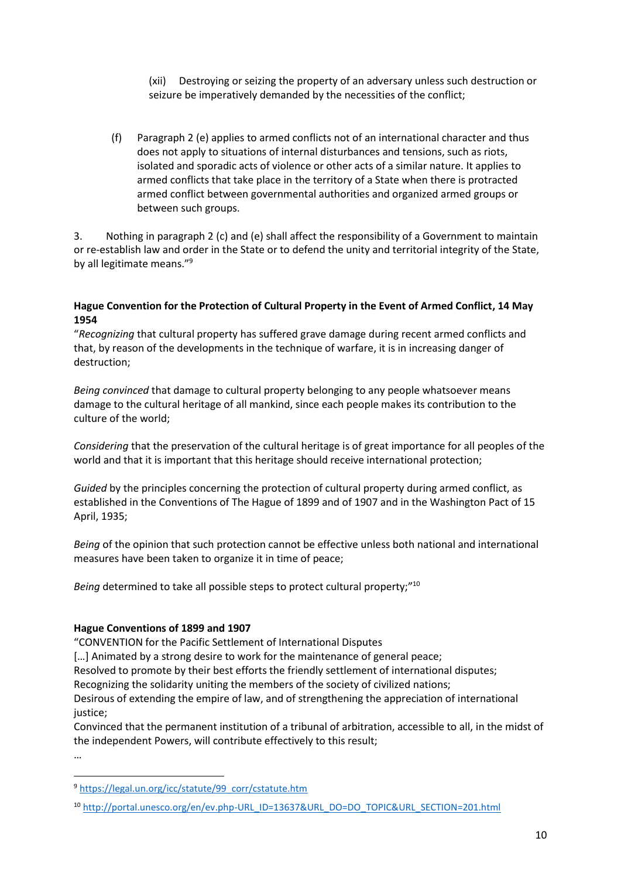(xii) Destroying or seizing the property of an adversary unless such destruction or seizure be imperatively demanded by the necessities of the conflict;

(f) Paragraph 2 (e) applies to armed conflicts not of an international character and thus does not apply to situations of internal disturbances and tensions, such as riots, isolated and sporadic acts of violence or other acts of a similar nature. It applies to armed conflicts that take place in the territory of a State when there is protracted armed conflict between governmental authorities and organized armed groups or between such groups.

3. Nothing in paragraph 2 (c) and (e) shall affect the responsibility of a Government to maintain or re-establish law and order in the State or to defend the unity and territorial integrity of the State, by all legitimate means."[9]

**Hague Convention for the Protection of Cultural Property in the Event of Armed Conflict, 14 May 1954**

"*Recognizing* that cultural property has suffered grave damage during recent armed conflicts and that, by reason of the developments in the technique of warfare, it is in increasing danger of destruction;

*Being convinced* that damage to cultural property belonging to any people whatsoever means damage to the cultural heritage of all mankind, since each people makes its contribution to the culture of the world;

*Considering* that the preservation of the cultural heritage is of great importance for all peoples of the world and that it is important that this heritage should receive international protection;

*Guided* by the principles concerning the protection of cultural property during armed conflict, as established in the Conventions of The Hague of 1899 and of 1907 and in the Washington Pact of 15 April, 1935;

*Being* of the opinion that such protection cannot be effective unless both national and international measures have been taken to organize it in time of peace;

*Being* determined to take all possible steps to protect cultural property;"[10]

**Hague Conventions of 1899 and 1907**

"CONVENTION for the Pacific Settlement of International Disputes
[…] Animated by a strong desire to work for the maintenance of general peace;
Resolved to promote by their best efforts the friendly settlement of international disputes;
Recognizing the solidarity uniting the members of the society of civilized nations;
Desirous of extending the empire of law, and of strengthening the appreciation of international justice;
Convinced that the permanent institution of a tribunal of arbitration, accessible to all, in the midst of the independent Powers, will contribute effectively to this result;
…

[9] https://legal.un.org/icc/statute/99_corr/cstatute.htm

[10] http://portal.unesco.org/en/ev.php-URL_ID=13637&URL_DO=DO_TOPIC&URL_SECTION=201.html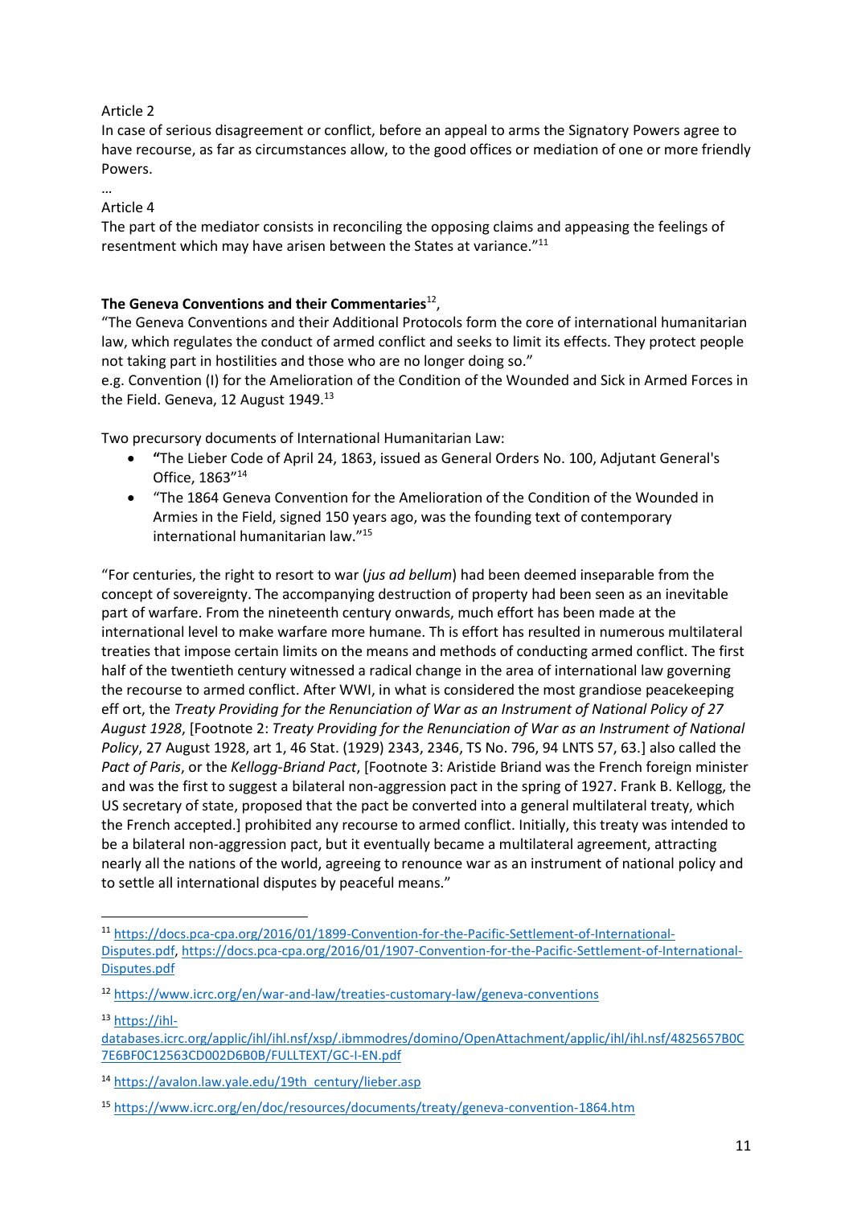Article 2

In case of serious disagreement or conflict, before an appeal to arms the Signatory Powers agree to have recourse, as far as circumstances allow, to the good offices or mediation of one or more friendly Powers.

…

Article 4

The part of the mediator consists in reconciling the opposing claims and appeasing the feelings of resentment which may have arisen between the States at variance."[11]

**The Geneva Conventions and their Commentaries**[12],

"The Geneva Conventions and their Additional Protocols form the core of international humanitarian law, which regulates the conduct of armed conflict and seeks to limit its effects. They protect people not taking part in hostilities and those who are no longer doing so."

e.g. Convention (I) for the Amelioration of the Condition of the Wounded and Sick in Armed Forces in the Field. Geneva, 12 August 1949.[13]

Two precursory documents of International Humanitarian Law:

- **"**The Lieber Code of April 24, 1863, issued as General Orders No. 100, Adjutant General's Office, 1863"[14]
- "The 1864 Geneva Convention for the Amelioration of the Condition of the Wounded in Armies in the Field, signed 150 years ago, was the founding text of contemporary international humanitarian law."[15]

"For centuries, the right to resort to war (*jus ad bellum*) had been deemed inseparable from the concept of sovereignty. The accompanying destruction of property had been seen as an inevitable part of warfare. From the nineteenth century onwards, much effort has been made at the international level to make warfare more humane. Th is effort has resulted in numerous multilateral treaties that impose certain limits on the means and methods of conducting armed conflict. The first half of the twentieth century witnessed a radical change in the area of international law governing the recourse to armed conflict. After WWI, in what is considered the most grandiose peacekeeping eff ort, the *Treaty Providing for the Renunciation of War as an Instrument of National Policy of 27 August 1928*, [Footnote 2: *Treaty Providing for the Renunciation of War as an Instrument of National Policy*, 27 August 1928, art 1, 46 Stat. (1929) 2343, 2346, TS No. 796, 94 LNTS 57, 63.] also called the *Pact of Paris*, or the *Kellogg-Briand Pact*, [Footnote 3: Aristide Briand was the French foreign minister and was the first to suggest a bilateral non-aggression pact in the spring of 1927. Frank B. Kellogg, the US secretary of state, proposed that the pact be converted into a general multilateral treaty, which the French accepted.] prohibited any recourse to armed conflict. Initially, this treaty was intended to be a bilateral non-aggression pact, but it eventually became a multilateral agreement, attracting nearly all the nations of the world, agreeing to renounce war as an instrument of national policy and to settle all international disputes by peaceful means."

---

[11] https://docs.pca-cpa.org/2016/01/1899-Convention-for-the-Pacific-Settlement-of-International-Disputes.pdf, https://docs.pca-cpa.org/2016/01/1907-Convention-for-the-Pacific-Settlement-of-International-Disputes.pdf

[12] https://www.icrc.org/en/war-and-law/treaties-customary-law/geneva-conventions

[13] https://ihl-databases.icrc.org/applic/ihl/ihl.nsf/xsp/.ibmmodres/domino/OpenAttachment/applic/ihl/ihl.nsf/4825657B0C7E6BF0C12563CD002D6B0B/FULLTEXT/GC-I-EN.pdf

[14] https://avalon.law.yale.edu/19th_century/lieber.asp

[15] https://www.icrc.org/en/doc/resources/documents/treaty/geneva-convention-1864.htm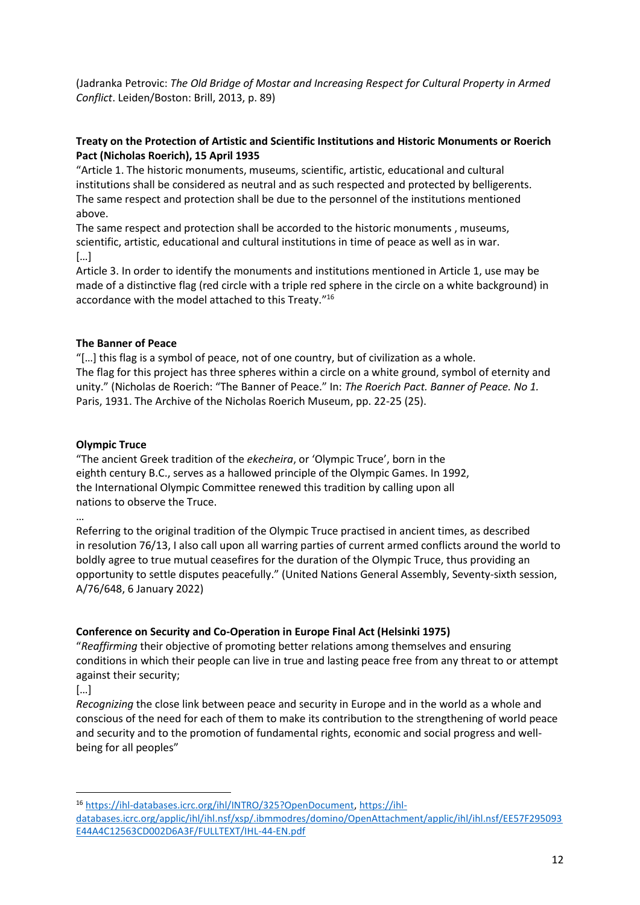(Jadranka Petrovic: *The Old Bridge of Mostar and Increasing Respect for Cultural Property in Armed Conflict*. Leiden/Boston: Brill, 2013, p. 89)

**Treaty on the Protection of Artistic and Scientific Institutions and Historic Monuments or Roerich Pact (Nicholas Roerich), 15 April 1935**

"Article 1. The historic monuments, museums, scientific, artistic, educational and cultural institutions shall be considered as neutral and as such respected and protected by belligerents. The same respect and protection shall be due to the personnel of the institutions mentioned above.
The same respect and protection shall be accorded to the historic monuments , museums, scientific, artistic, educational and cultural institutions in time of peace as well as in war.
[…]
Article 3. In order to identify the monuments and institutions mentioned in Article 1, use may be made of a distinctive flag (red circle with a triple red sphere in the circle on a white background) in accordance with the model attached to this Treaty."[16]

**The Banner of Peace**

"[…] this flag is a symbol of peace, not of one country, but of civilization as a whole.
The flag for this project has three spheres within a circle on a white ground, symbol of eternity and unity." (Nicholas de Roerich: "The Banner of Peace." In: *The Roerich Pact. Banner of Peace. No 1.* Paris, 1931. The Archive of the Nicholas Roerich Museum, pp. 22-25 (25).

**Olympic Truce**

"The ancient Greek tradition of the *ekecheira*, or 'Olympic Truce', born in the eighth century B.C., serves as a hallowed principle of the Olympic Games. In 1992, the International Olympic Committee renewed this tradition by calling upon all nations to observe the Truce.
…
Referring to the original tradition of the Olympic Truce practised in ancient times, as described in resolution 76/13, I also call upon all warring parties of current armed conflicts around the world to boldly agree to true mutual ceasefires for the duration of the Olympic Truce, thus providing an opportunity to settle disputes peacefully." (United Nations General Assembly, Seventy-sixth session, A/76/648, 6 January 2022)

**Conference on Security and Co-Operation in Europe Final Act (Helsinki 1975)**

"*Reaffirming* their objective of promoting better relations among themselves and ensuring conditions in which their people can live in true and lasting peace free from any threat to or attempt against their security;
[…]
*Recognizing* the close link between peace and security in Europe and in the world as a whole and conscious of the need for each of them to make its contribution to the strengthening of world peace and security and to the promotion of fundamental rights, economic and social progress and well-being for all peoples"

---

[16] https://ihl-databases.icrc.org/ihl/INTRO/325?OpenDocument, https://ihl-databases.icrc.org/applic/ihl/ihl.nsf/xsp/.ibmmodres/domino/OpenAttachment/applic/ihl/ihl.nsf/EE57F295093E44A4C12563CD002D6A3F/FULLTEXT/IHL-44-EN.pdf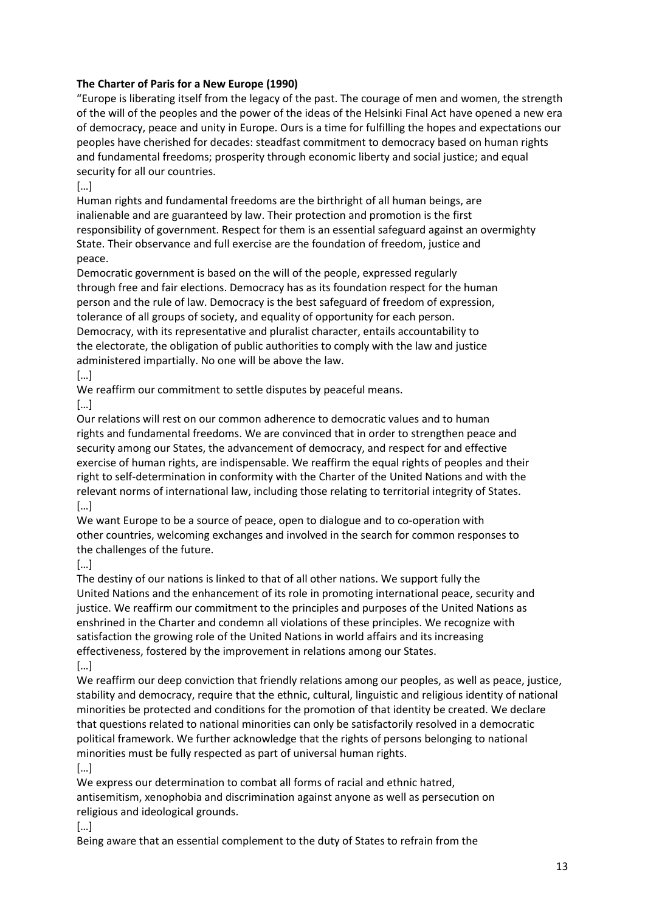**The Charter of Paris for a New Europe (1990)**

"Europe is liberating itself from the legacy of the past. The courage of men and women, the strength of the will of the peoples and the power of the ideas of the Helsinki Final Act have opened a new era of democracy, peace and unity in Europe. Ours is a time for fulfilling the hopes and expectations our peoples have cherished for decades: steadfast commitment to democracy based on human rights and fundamental freedoms; prosperity through economic liberty and social justice; and equal security for all our countries.

[…]

Human rights and fundamental freedoms are the birthright of all human beings, are inalienable and are guaranteed by law. Their protection and promotion is the first responsibility of government. Respect for them is an essential safeguard against an overmighty State. Their observance and full exercise are the foundation of freedom, justice and peace.

Democratic government is based on the will of the people, expressed regularly through free and fair elections. Democracy has as its foundation respect for the human person and the rule of law. Democracy is the best safeguard of freedom of expression, tolerance of all groups of society, and equality of opportunity for each person. Democracy, with its representative and pluralist character, entails accountability to the electorate, the obligation of public authorities to comply with the law and justice administered impartially. No one will be above the law.

[…]

We reaffirm our commitment to settle disputes by peaceful means.

[…]

Our relations will rest on our common adherence to democratic values and to human rights and fundamental freedoms. We are convinced that in order to strengthen peace and security among our States, the advancement of democracy, and respect for and effective exercise of human rights, are indispensable. We reaffirm the equal rights of peoples and their right to self-determination in conformity with the Charter of the United Nations and with the relevant norms of international law, including those relating to territorial integrity of States.

[…]

We want Europe to be a source of peace, open to dialogue and to co-operation with other countries, welcoming exchanges and involved in the search for common responses to the challenges of the future.

[…]

The destiny of our nations is linked to that of all other nations. We support fully the United Nations and the enhancement of its role in promoting international peace, security and justice. We reaffirm our commitment to the principles and purposes of the United Nations as enshrined in the Charter and condemn all violations of these principles. We recognize with satisfaction the growing role of the United Nations in world affairs and its increasing effectiveness, fostered by the improvement in relations among our States.

[…]

We reaffirm our deep conviction that friendly relations among our peoples, as well as peace, justice, stability and democracy, require that the ethnic, cultural, linguistic and religious identity of national minorities be protected and conditions for the promotion of that identity be created. We declare that questions related to national minorities can only be satisfactorily resolved in a democratic political framework. We further acknowledge that the rights of persons belonging to national minorities must be fully respected as part of universal human rights.

[…]

We express our determination to combat all forms of racial and ethnic hatred, antisemitism, xenophobia and discrimination against anyone as well as persecution on religious and ideological grounds.

[…]

Being aware that an essential complement to the duty of States to refrain from the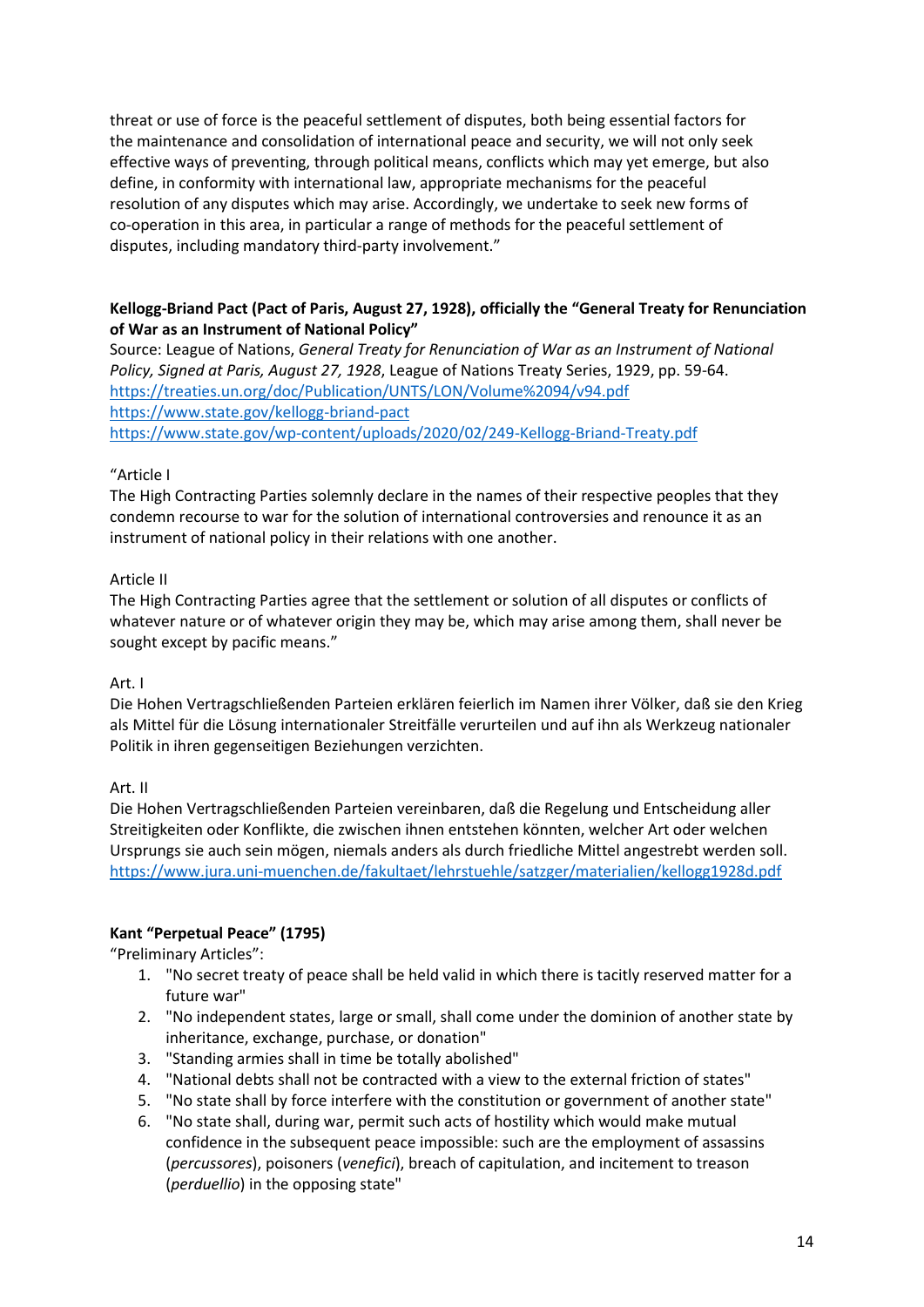threat or use of force is the peaceful settlement of disputes, both being essential factors for the maintenance and consolidation of international peace and security, we will not only seek effective ways of preventing, through political means, conflicts which may yet emerge, but also define, in conformity with international law, appropriate mechanisms for the peaceful resolution of any disputes which may arise. Accordingly, we undertake to seek new forms of co-operation in this area, in particular a range of methods for the peaceful settlement of disputes, including mandatory third-party involvement."

**Kellogg-Briand Pact (Pact of Paris, August 27, 1928), officially the "General Treaty for Renunciation of War as an Instrument of National Policy"**

Source: League of Nations, *General Treaty for Renunciation of War as an Instrument of National Policy, Signed at Paris, August 27, 1928*, League of Nations Treaty Series, 1929, pp. 59-64.
https://treaties.un.org/doc/Publication/UNTS/LON/Volume%2094/v94.pdf
https://www.state.gov/kellogg-briand-pact
https://www.state.gov/wp-content/uploads/2020/02/249-Kellogg-Briand-Treaty.pdf

"Article I
The High Contracting Parties solemnly declare in the names of their respective peoples that they condemn recourse to war for the solution of international controversies and renounce it as an instrument of national policy in their relations with one another.

Article II
The High Contracting Parties agree that the settlement or solution of all disputes or conflicts of whatever nature or of whatever origin they may be, which may arise among them, shall never be sought except by pacific means."

Art. I
Die Hohen Vertragschließenden Parteien erklären feierlich im Namen ihrer Völker, daß sie den Krieg als Mittel für die Lösung internationaler Streitfälle verurteilen und auf ihn als Werkzeug nationaler Politik in ihren gegenseitigen Beziehungen verzichten.

Art. II
Die Hohen Vertragschließenden Parteien vereinbaren, daß die Regelung und Entscheidung aller Streitigkeiten oder Konflikte, die zwischen ihnen entstehen könnten, welcher Art oder welchen Ursprungs sie auch sein mögen, niemals anders als durch friedliche Mittel angestrebt werden soll.
https://www.jura.uni-muenchen.de/fakultaet/lehrstuehle/satzger/materialien/kellogg1928d.pdf

**Kant "Perpetual Peace" (1795)**

"Preliminary Articles":

1. "No secret treaty of peace shall be held valid in which there is tacitly reserved matter for a future war"
2. "No independent states, large or small, shall come under the dominion of another state by inheritance, exchange, purchase, or donation"
3. "Standing armies shall in time be totally abolished"
4. "National debts shall not be contracted with a view to the external friction of states"
5. "No state shall by force interfere with the constitution or government of another state"
6. "No state shall, during war, permit such acts of hostility which would make mutual confidence in the subsequent peace impossible: such are the employment of assassins (*percussores*), poisoners (*venefici*), breach of capitulation, and incitement to treason (*perduellio*) in the opposing state"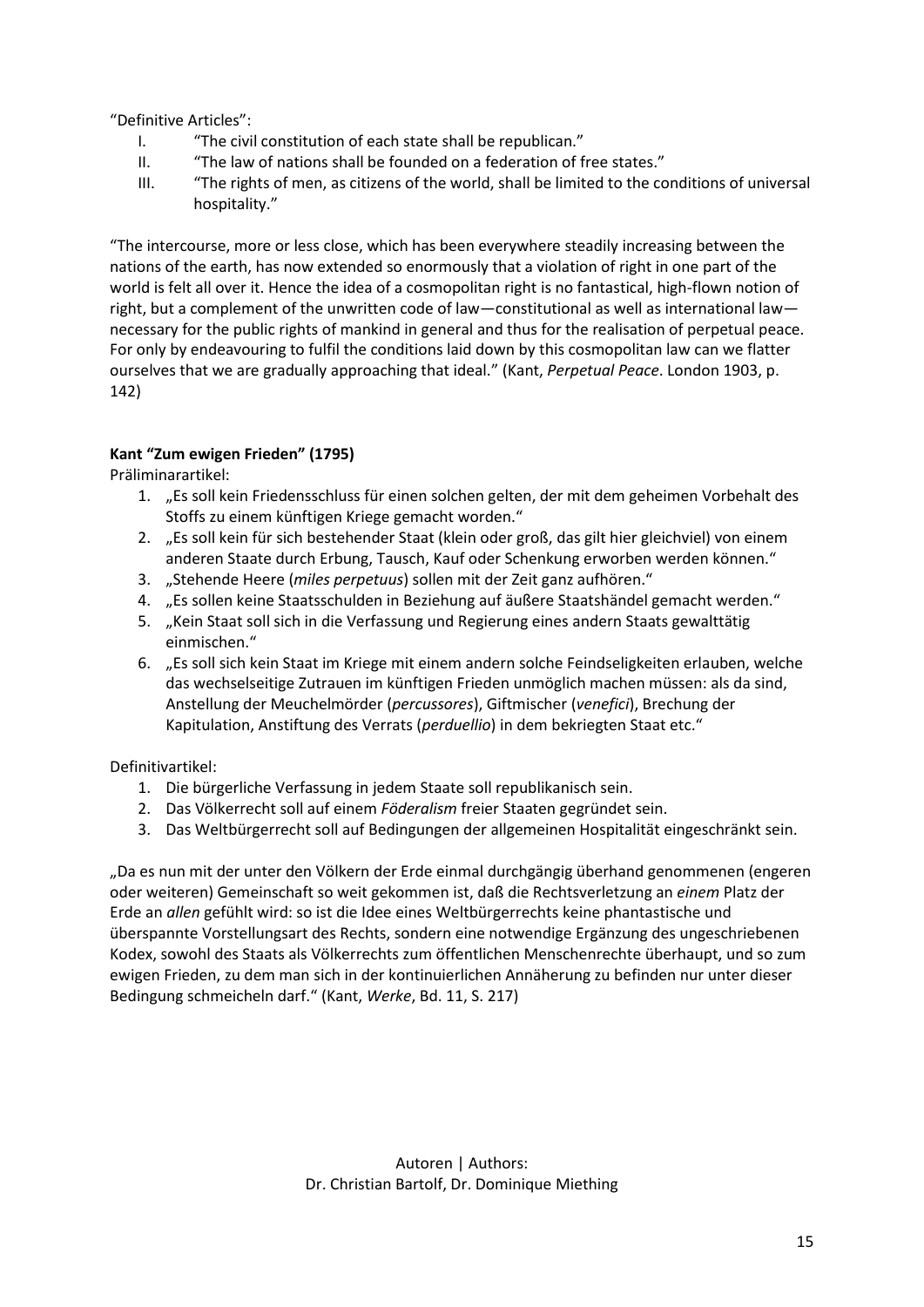"Definitive Articles":

I. "The civil constitution of each state shall be republican."
II. "The law of nations shall be founded on a federation of free states."
III. "The rights of men, as citizens of the world, shall be limited to the conditions of universal hospitality."

"The intercourse, more or less close, which has been everywhere steadily increasing between the nations of the earth, has now extended so enormously that a violation of right in one part of the world is felt all over it. Hence the idea of a cosmopolitan right is no fantastical, high-flown notion of right, but a complement of the unwritten code of law—constitutional as well as international law—necessary for the public rights of mankind in general and thus for the realisation of perpetual peace. For only by endeavouring to fulfil the conditions laid down by this cosmopolitan law can we flatter ourselves that we are gradually approaching that ideal." (Kant, *Perpetual Peace*. London 1903, p. 142)

**Kant "Zum ewigen Frieden" (1795)**

Präliminarartikel:

1. „Es soll kein Friedensschluss für einen solchen gelten, der mit dem geheimen Vorbehalt des Stoffs zu einem künftigen Kriege gemacht worden."
2. „Es soll kein für sich bestehender Staat (klein oder groß, das gilt hier gleichviel) von einem anderen Staate durch Erbung, Tausch, Kauf oder Schenkung erworben werden können."
3. „Stehende Heere (*miles perpetuus*) sollen mit der Zeit ganz aufhören."
4. „Es sollen keine Staatsschulden in Beziehung auf äußere Staatshändel gemacht werden."
5. „Kein Staat soll sich in die Verfassung und Regierung eines andern Staats gewalttätig einmischen."
6. „Es soll sich kein Staat im Kriege mit einem andern solche Feindseligkeiten erlauben, welche das wechselseitige Zutrauen im künftigen Frieden unmöglich machen müssen: als da sind, Anstellung der Meuchelmörder (*percussores*), Giftmischer (*venefici*), Brechung der Kapitulation, Anstiftung des Verrats (*perduellio*) in dem bekriegten Staat etc."

Definitivartikel:

1. Die bürgerliche Verfassung in jedem Staate soll republikanisch sein.
2. Das Völkerrecht soll auf einem *Föderalism* freier Staaten gegründet sein.
3. Das Weltbürgerrecht soll auf Bedingungen der allgemeinen Hospitalität eingeschränkt sein.

„Da es nun mit der unter den Völkern der Erde einmal durchgängig überhand genommenen (engeren oder weiteren) Gemeinschaft so weit gekommen ist, daß die Rechtsverletzung an *einem* Platz der Erde an *allen* gefühlt wird: so ist die Idee eines Weltbürgerrechts keine phantastische und überspannte Vorstellungsart des Rechts, sondern eine notwendige Ergänzung des ungeschriebenen Kodex, sowohl des Staats als Völkerrechts zum öffentlichen Menschenrechte überhaupt, und so zum ewigen Frieden, zu dem man sich in der kontinuierlichen Annäherung zu befinden nur unter dieser Bedingung schmeicheln darf." (Kant, *Werke*, Bd. 11, S. 217)

Autoren | Authors:
Dr. Christian Bartolf, Dr. Dominique Miething